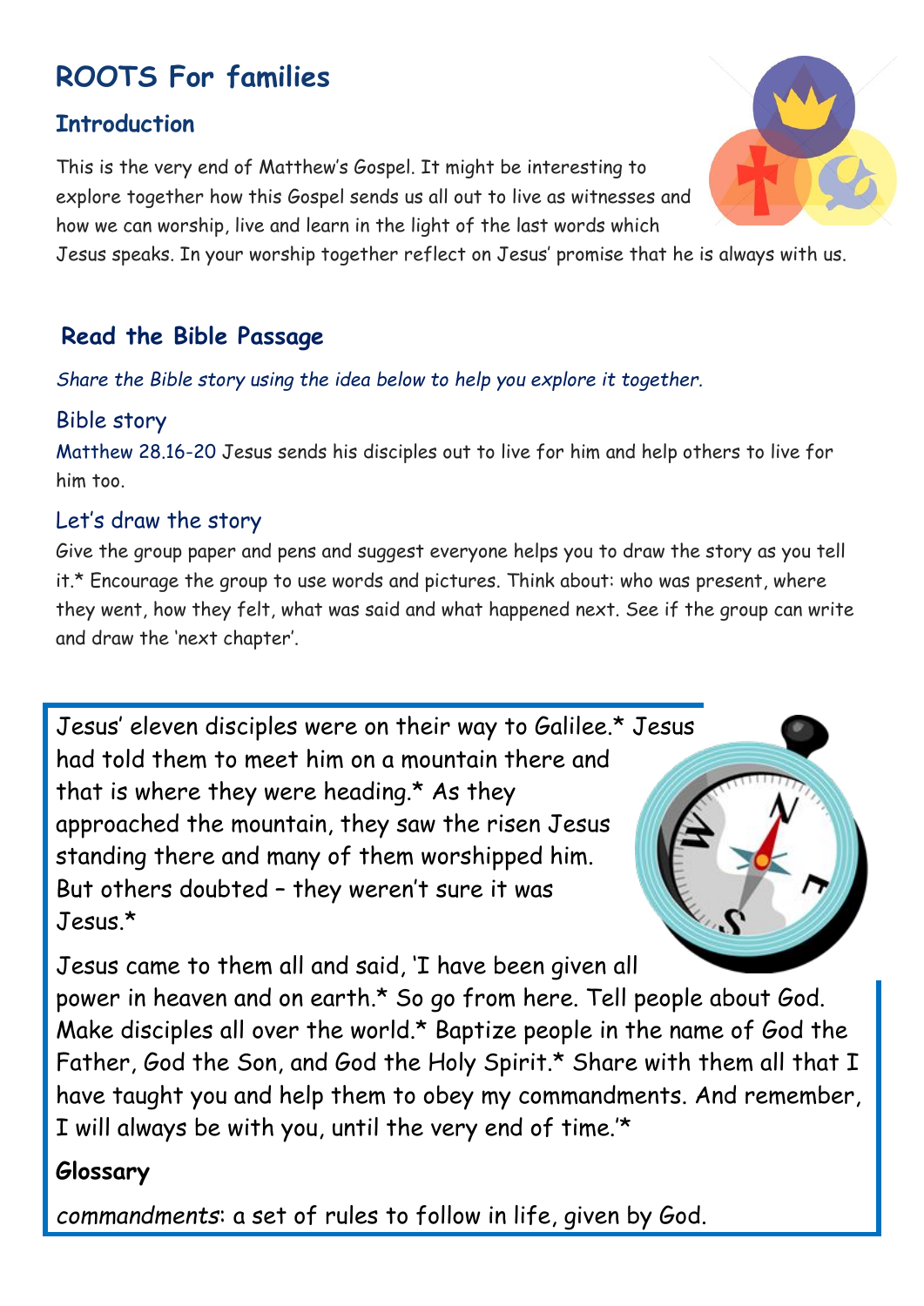# ROOTS For families

## Introduction

This is the very end of Matthew's Gospel. It might be interesting to explore together how this Gospel sends us all out to live as witnesses and how we can worship, live and learn in the light of the last words which Jesus speaks. In your worship together reflect on Jesus' promise that he is always with us.

## Read the Bible Passage

*Share the Bible story using the idea below to help you explore it together.*

### Bible story

Matthew 28.16-20 Jesus sends his disciples out to live for him and help others to live for him too.

### Let's draw the story

Give the group paper and pens and suggest everyone helps you to draw the story as you tell it.* Encourage the group to use words and pictures. Think about: who was present, where they went, how they felt, what was said and what happened next. See if the group can write and draw the 'next chapter'.

Jesus' eleven disciples were on their way to Galilee.* Jesus had told them to meet him on a mountain there and that is where they were heading.* As they approached the mountain, they saw the risen Jesus standing there and many of them worshipped him. But others doubted – they weren't sure it was Jesus.*

Jesus came to them all and said, 'I have been given all power in heaven and on earth.* So go from here. Tell people about God. Make disciples all over the world.* Baptize people in the name of God the Father, God the Son, and God the Holy Spirit.* Share with them all that I have taught you and help them to obey my commandments. And remember, I will always be with you, until the very end of time.'*

**Glossary**

*commandments*: a set of rules to follow in life, given by God.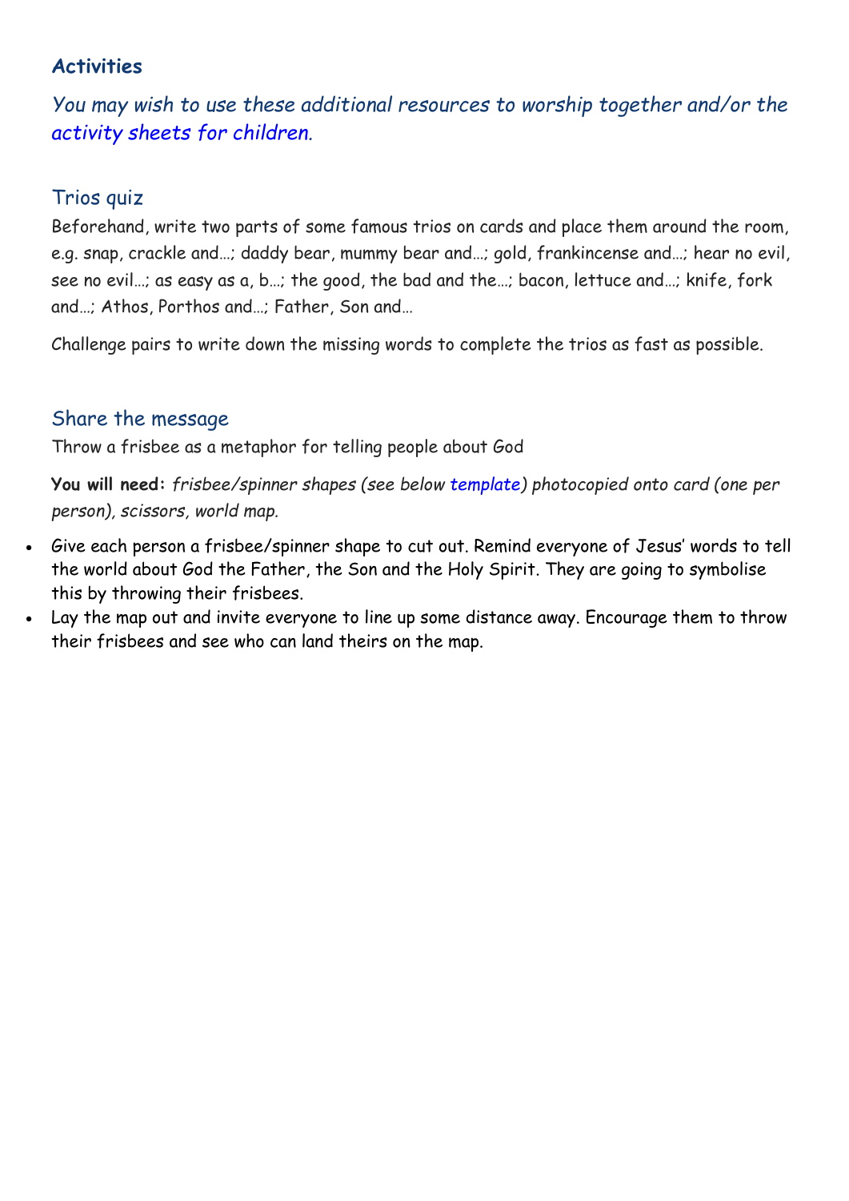## Activities

*You may wish to use these additional resources to worship together and/or the activity sheets for children.*

### Trios quiz

Beforehand, write two parts of some famous trios on cards and place them around the room, e.g. snap, crackle and…; daddy bear, mummy bear and…; gold, frankincense and…; hear no evil, see no evil…; as easy as a, b…; the good, the bad and the…; bacon, lettuce and…; knife, fork and…; Athos, Porthos and…; Father, Son and…

Challenge pairs to write down the missing words to complete the trios as fast as possible.

### Share the message

Throw a frisbee as a metaphor for telling people about God

**You will need:** *frisbee/spinner shapes (see below template) photocopied onto card (one per person), scissors, world map.*

- Give each person a frisbee/spinner shape to cut out. Remind everyone of Jesus' words to tell the world about God the Father, the Son and the Holy Spirit. They are going to symbolise this by throwing their frisbees.
- Lay the map out and invite everyone to line up some distance away. Encourage them to throw their frisbees and see who can land theirs on the map.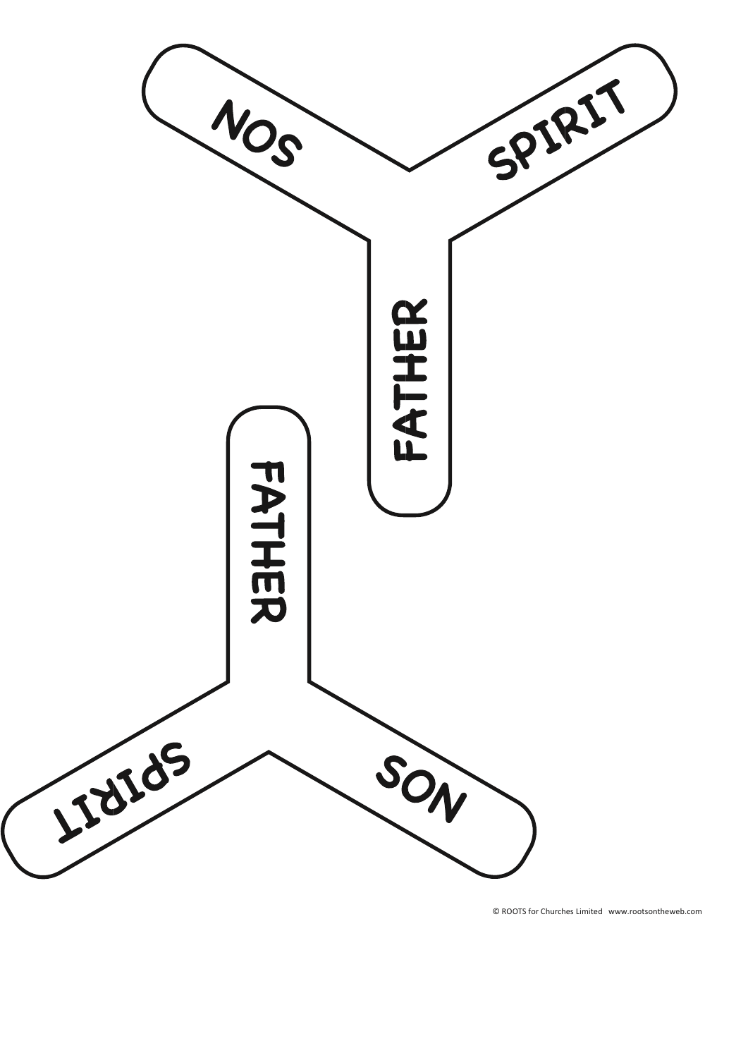SON

SPIRIT

FATHER

FATHER

SPIRIT

SON

© ROOTS for Churches Limited www.rootsontheweb.com